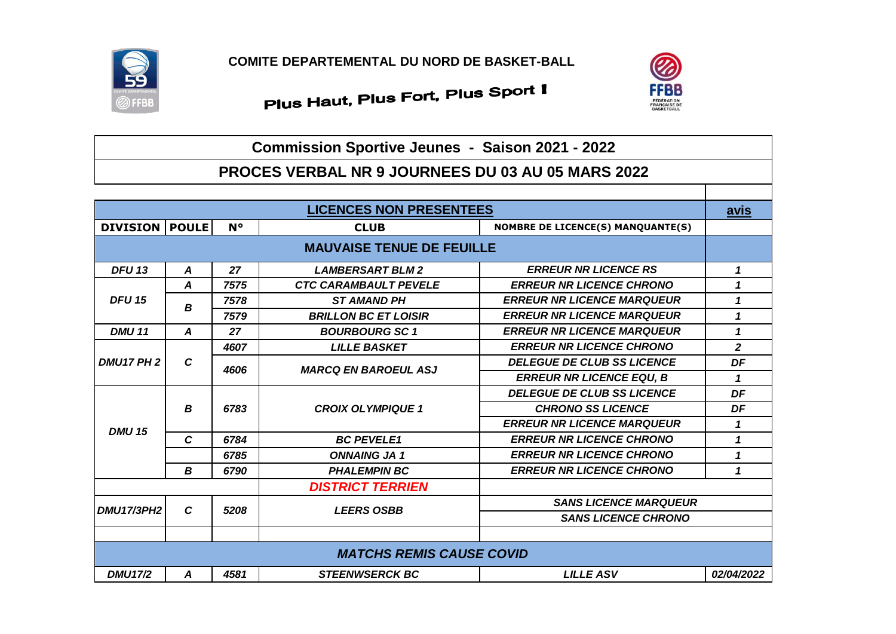**COMITE DEPARTEMENTAL DU NORD DE BASKET-BALL**

**Plus Haut, Plus Fort, Plus Sport !**

## Commission Sportive Jeunes - Saison 2021 - 2022

## PROCES VERBAL NR 9 JOURNEES DU 03 AU 05 MARS 2022

| LICENCES NON PRESENTEES | | | | | avis |
|---|---|---|---|---|---|
| **DIVISION** | **POULE** | **N°** | **CLUB** | **NOMBRE DE LICENCE(S) MANQUANTE(S)** | |
| **MAUVAISE TENUE DE FEUILLE** | | | | | |
| *DFU 13* | *A* | *27* | *LAMBERSART BLM 2* | *ERREUR NR LICENCE RS* | *1* |
| *DFU 15* | *A* | *7575* | *CTC CARAMBAULT PEVELE* | *ERREUR NR LICENCE CHRONO* | *1* |
| | *B* | *7578* | *ST AMAND PH* | *ERREUR NR LICENCE MARQUEUR* | *1* |
| | | *7579* | *BRILLON BC ET LOISIR* | *ERREUR NR LICENCE MARQUEUR* | *1* |
| *DMU 11* | *A* | *27* | *BOURBOURG SC 1* | *ERREUR NR LICENCE MARQUEUR* | *1* |
| *DMU17 PH 2* | *C* | *4607* | *LILLE BASKET* | *ERREUR NR LICENCE CHRONO* | *2* |
| | | *4606* | *MARCQ EN BAROEUL ASJ* | *DELEGUE DE CLUB SS LICENCE* | *DF* |
| | | | | *ERREUR NR LICENCE EQU, B* | *1* |
| *DMU 15* | *B* | *6783* | *CROIX OLYMPIQUE 1* | *DELEGUE DE CLUB SS LICENCE* | *DF* |
| | | | | *CHRONO SS LICENCE* | *DF* |
| | | | | *ERREUR NR LICENCE MARQUEUR* | *1* |
| | *C* | *6784* | *BC PEVELE1* | *ERREUR NR LICENCE CHRONO* | *1* |
| | | *6785* | *ONNAING JA 1* | *ERREUR NR LICENCE CHRONO* | *1* |
| | *B* | *6790* | *PHALEMPIN BC* | *ERREUR NR LICENCE CHRONO* | *1* |
| | | | *DISTRICT TERRIEN* | | |
| *DMU17/3PH2* | *C* | *5208* | *LEERS OSBB* | *SANS LICENCE MARQUEUR* | |
| | | | | *SANS LICENCE CHRONO* | |
| | | | | | |
| ***MATCHS REMIS CAUSE COVID*** | | | | | |
| *DMU17/2* | *A* | *4581* | *STEENWSERCK BC* | *LILLE ASV* | *02/04/2022* |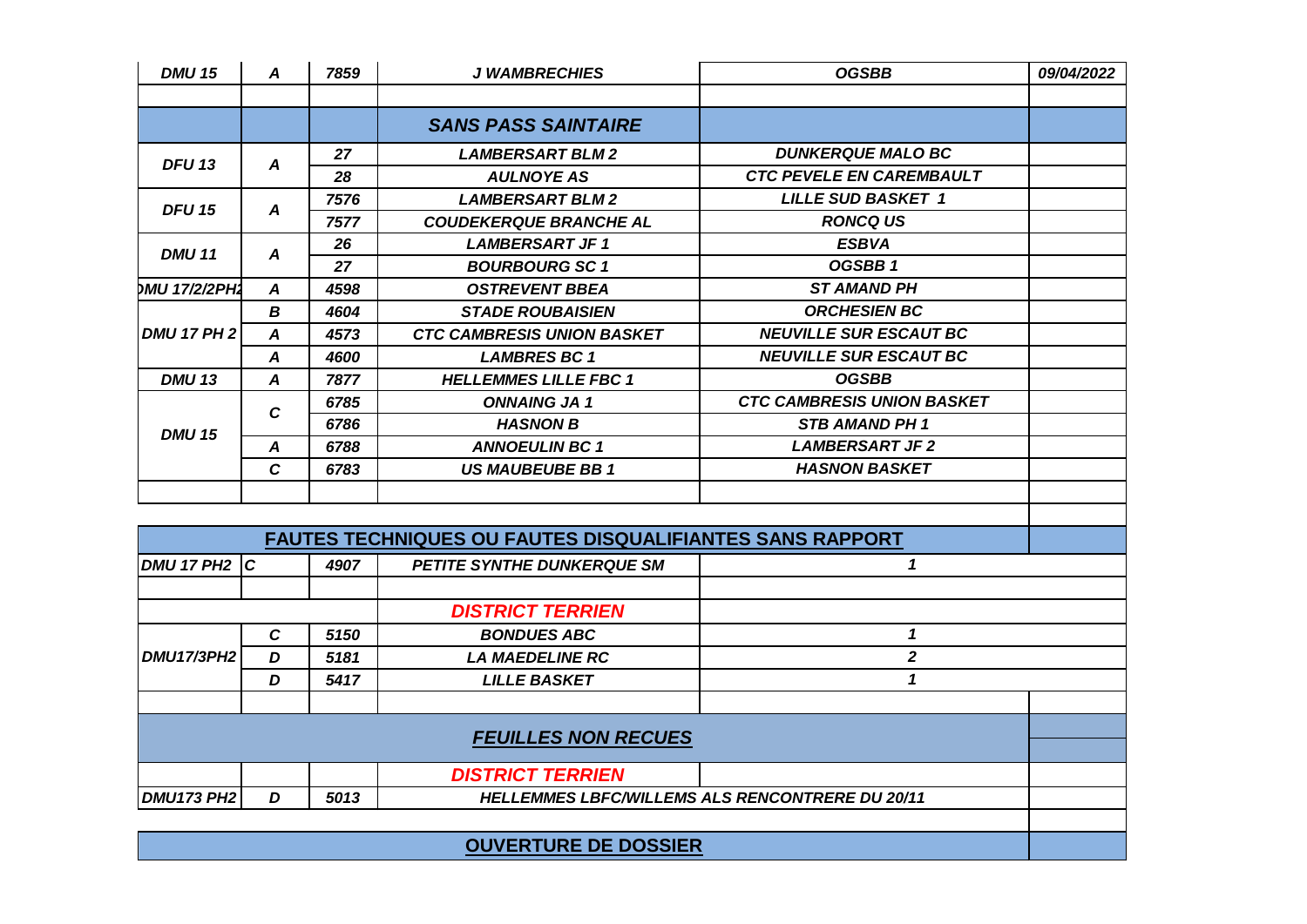| DMU 15 | A | 7859 | J WAMBRECHIES | OGSBB | 09/04/2022 |
|---|---|---|---|---|---|
| | | | | | |
| | | | **SANS PASS SAINTAIRE** | | |
| DFU 13 | A | 27 | LAMBERSART BLM 2 | DUNKERQUE MALO BC | |
| | | 28 | AULNOYE AS | CTC PEVELE EN CAREMBAULT | |
| DFU 15 | A | 7576 | LAMBERSART BLM 2 | LILLE SUD BASKET 1 | |
| | | 7577 | COUDEKERQUE BRANCHE AL | RONCQ US | |
| DMU 11 | A | 26 | LAMBERSART JF 1 | ESBVA | |
| | | 27 | BOURBOURG SC 1 | OGSBB 1 | |
| DMU 17/2/2PH2 | A | 4598 | OSTREVENT BBEA | ST AMAND PH | |
| DMU 17 PH 2 | B | 4604 | STADE ROUBAISIEN | ORCHESIEN BC | |
| | A | 4573 | CTC CAMBRESIS UNION BASKET | NEUVILLE SUR ESCAUT BC | |
| | A | 4600 | LAMBRES BC 1 | NEUVILLE SUR ESCAUT BC | |
| DMU 13 | A | 7877 | HELLEMMES LILLE FBC 1 | OGSBB | |
| DMU 15 | C | 6785 | ONNAING JA 1 | CTC CAMBRESIS UNION BASKET | |
| | | 6786 | HASNON B | STB AMAND PH 1 | |
| | A | 6788 | ANNOEULIN BC 1 | LAMBERSART JF 2 | |
| | C | 6783 | US MAUBEUBE BB 1 | HASNON BASKET | |

| **FAUTES TECHNIQUES OU FAUTES DISQUALIFIANTES SANS RAPPORT** | | | | |
|---|---|---|---|---|
| DMU 17 PH2 | C | 4907 | PETITE SYNTHE DUNKERQUE SM | 1 |
| | | | | |
| | | | **DISTRICT TERRIEN** | |
| DMU17/3PH2 | C | 5150 | BONDUES ABC | 1 |
| | D | 5181 | LA MAEDELINE RC | 2 |
| | D | 5417 | LILLE BASKET | 1 |

| **FEUILLES NON RECUES** | | | |
|---|---|---|---|
| | | | **DISTRICT TERRIEN** |
| DMU173 PH2 | D | 5013 | HELLEMMES LBFC/WILLEMS ALS RENCONTRERE DU 20/11 |

**OUVERTURE DE DOSSIER**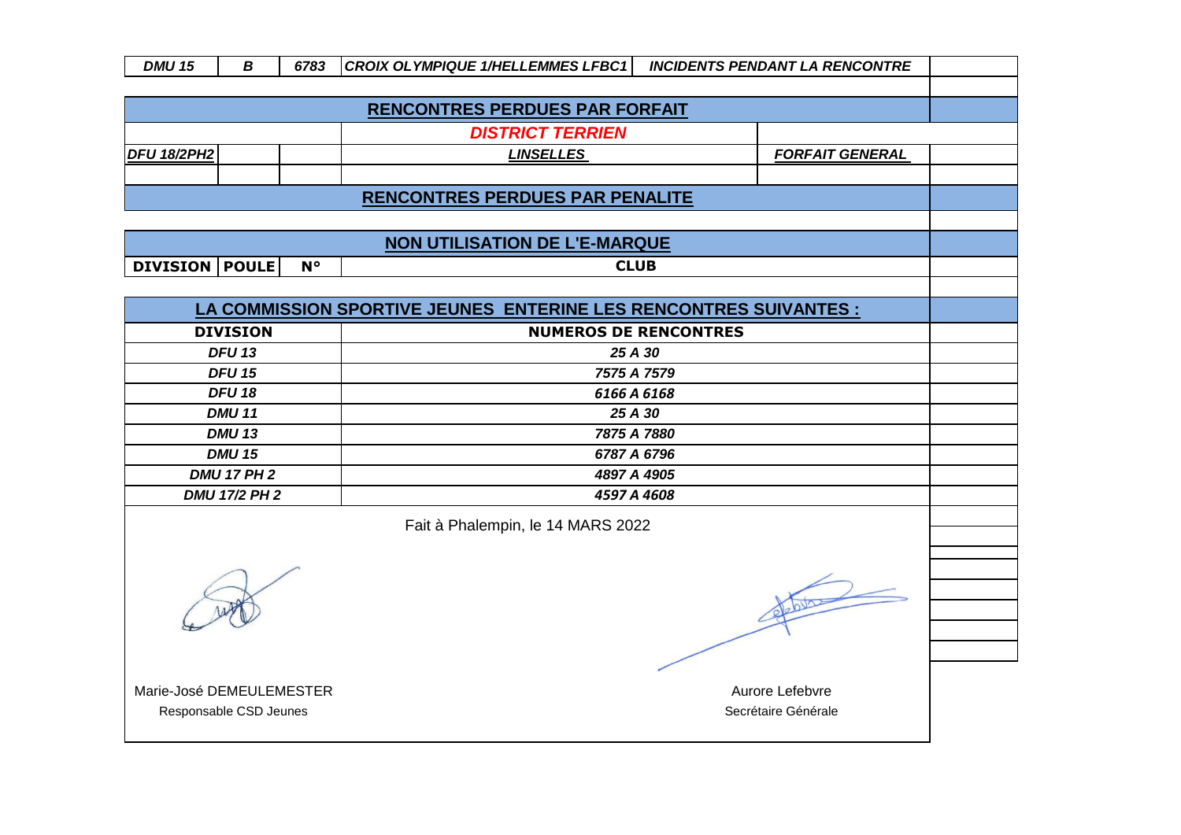| | | | | |
|---|---|---|---|---|
| *DMU 15* | *B* | *6783* | *CROIX OLYMPIQUE 1/HELLEMMES LFBC1* | *INCIDENTS PENDANT LA RENCONTRE* |

## RENCONTRES PERDUES PAR FORFAIT

| | | | | |
|---|---|---|---|---|
| | | | ***DISTRICT TERRIEN*** | |
| *DFU 18/2PH2* | | | ***LINSELLES*** | ***FORFAIT GENERAL*** |

## RENCONTRES PERDUES PAR PENALITE

## NON UTILISATION DE L'E-MARQUE

| DIVISION | POULE | N° | CLUB |
|---|---|---|---|
| | | | |

## LA COMMISSION SPORTIVE JEUNES ENTERINE LES RENCONTRES SUIVANTES :

| DIVISION | NUMEROS DE RENCONTRES |
|---|---|
| *DFU 13* | *25 A 30* |
| *DFU 15* | *7575 A 7579* |
| *DFU 18* | *6166 A 6168* |
| *DMU 11* | *25 A 30* |
| *DMU 13* | *7875 A 7880* |
| *DMU 15* | *6787 A 6796* |
| *DMU 17 PH 2* | *4897 A 4905* |
| *DMU 17/2 PH 2* | *4597 A 4608* |

Fait à Phalempin, le 14 MARS 2022

Marie-José DEMEULEMESTER
Responsable CSD Jeunes

Aurore Lefebvre
Secrétaire Générale